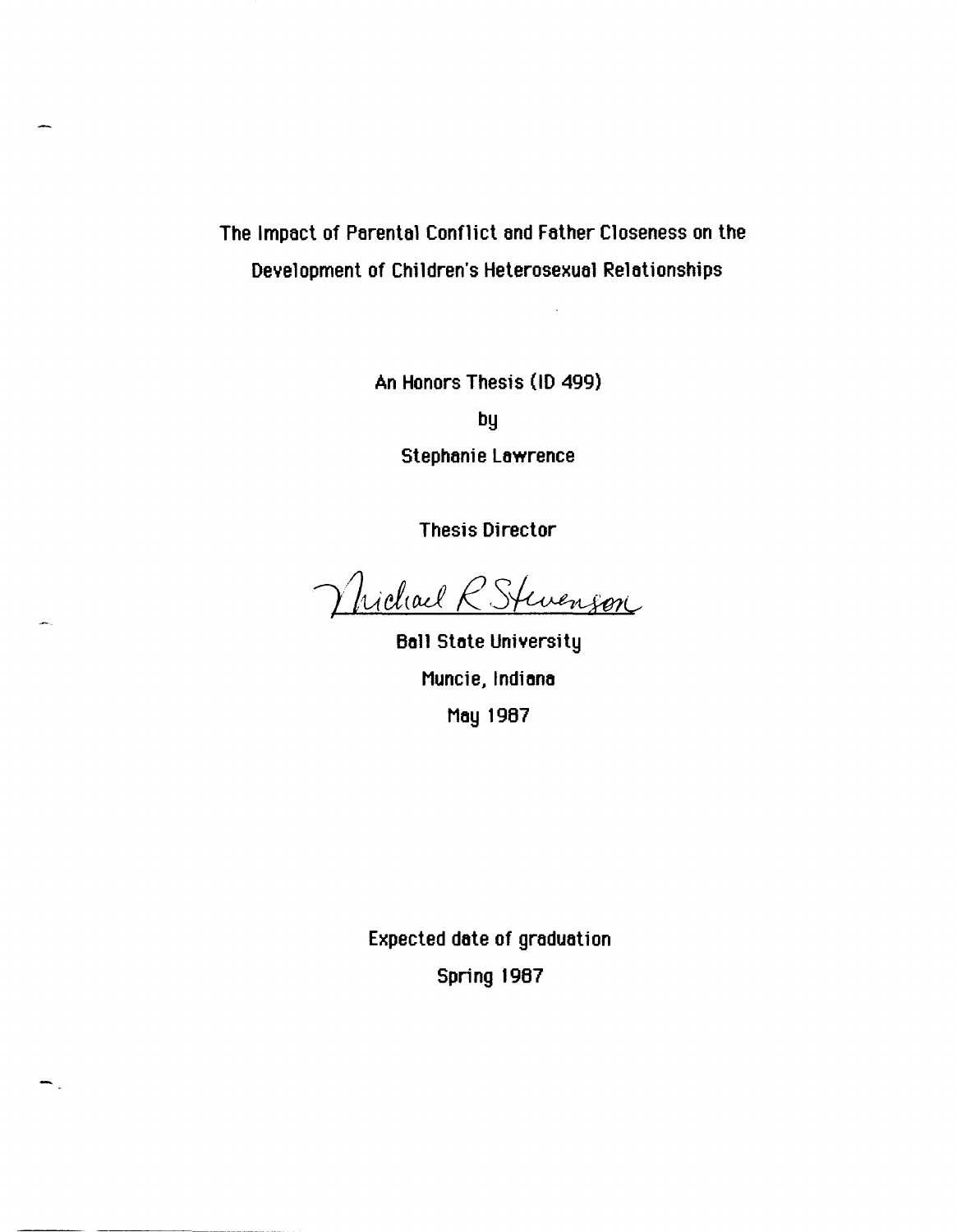# The Impact of Parental Conflict and Father Closeness on the Development of Children's Heterosexual Relationships

An Honors Thesis (ID 499)

by

Stephanie Lawrence

Thesis Director

Michael R Stevenson

Ball State University

Muncie, Indiana

May 1987

Expected date of graduation

Spring 1987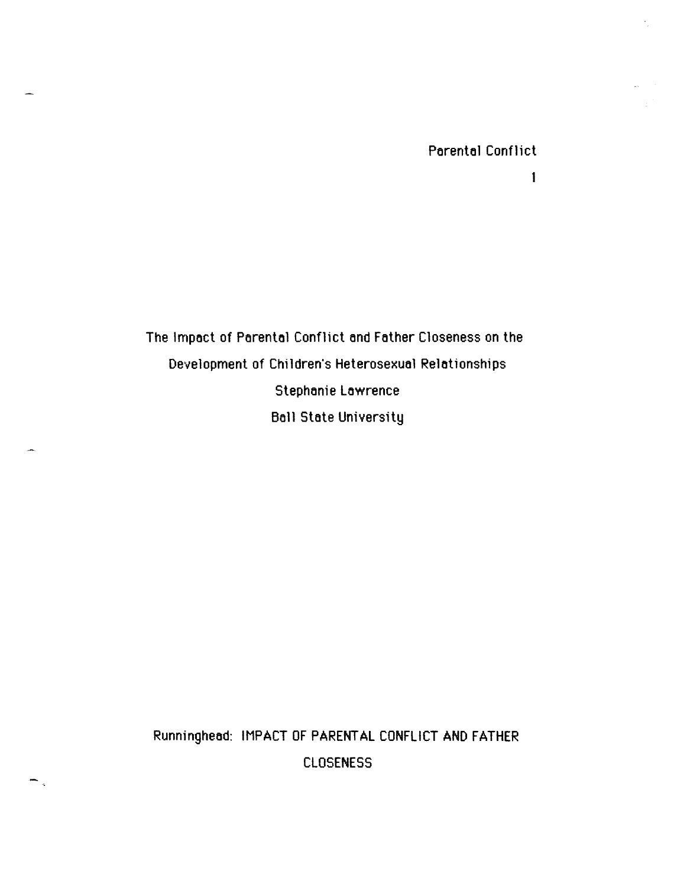The Impact of Parental Conflict and Father Closeness on the Development of Children's Heterosexual Relationships

Stephanie Lawrence

Ball State University

Runninghead: IMPACT OF PARENTAL CONFLICT AND FATHER CLOSENESS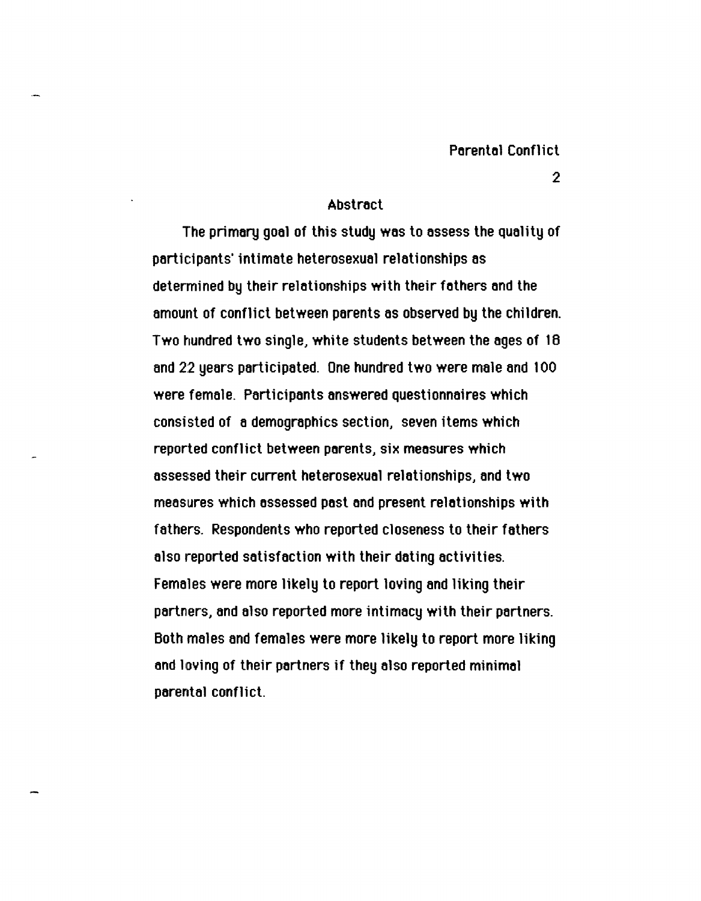## Abstract

The primary goal of this study was to assess the quality of participants' intimate heterosexual relationships as determined by their relationships with their fathers and the amount of conflict between parents as observed by the children. Two hundred two single, white students between the ages of 18 and 22 years participated. One hundred two were male and 100 were female. Participants answered questionnaires which consisted of a demographics section, seven items which reported conflict between parents, six measures which assessed their current heterosexual relationships, and two measures which assessed past and present relationships with fathers. Respondents who reported closeness to their fathers also reported satisfaction with their dating activities. Females were more likely to report loving and liking their partners, and also reported more intimacy with their partners. Both males and females were more likely to report more liking and loving of their partners if they also reported minimal parental conflict.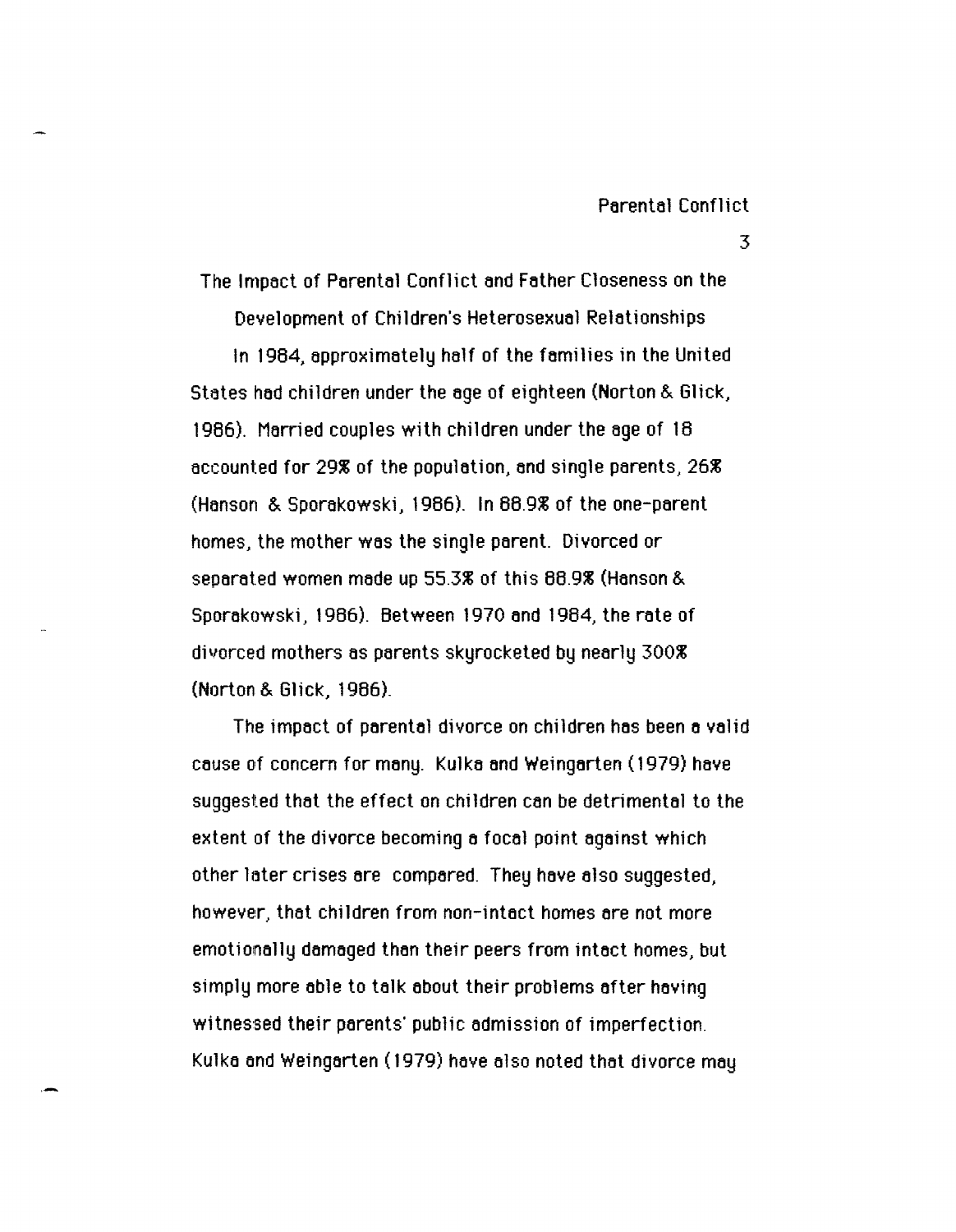# The Impact of Parental Conflict and Father Closeness on the Development of Children's Heterosexual Relationships

In 1984, approximately half of the families in the United States had children under the age of eighteen (Norton & Glick, 1986). Married couples with children under the age of 18 accounted for 29% of the population, and single parents, 26% (Hanson & Sporakowski, 1986). In 88.9% of the one-parent homes, the mother was the single parent. Divorced or separated women made up 55.3% of this 88.9% (Hanson & Sporakowski, 1986). Between 1970 and 1984, the rate of divorced mothers as parents skyrocketed by nearly 300% (Norton & Glick, 1986).

The impact of parental divorce on children has been a valid cause of concern for many. Kulka and Weingarten (1979) have suggested that the effect on children can be detrimental to the extent of the divorce becoming a focal point against which other later crises are compared. They have also suggested, however, that children from non-intact homes are not more emotionally damaged than their peers from intact homes, but simply more able to talk about their problems after having witnessed their parents' public admission of imperfection. Kulka and Weingarten (1979) have also noted that divorce may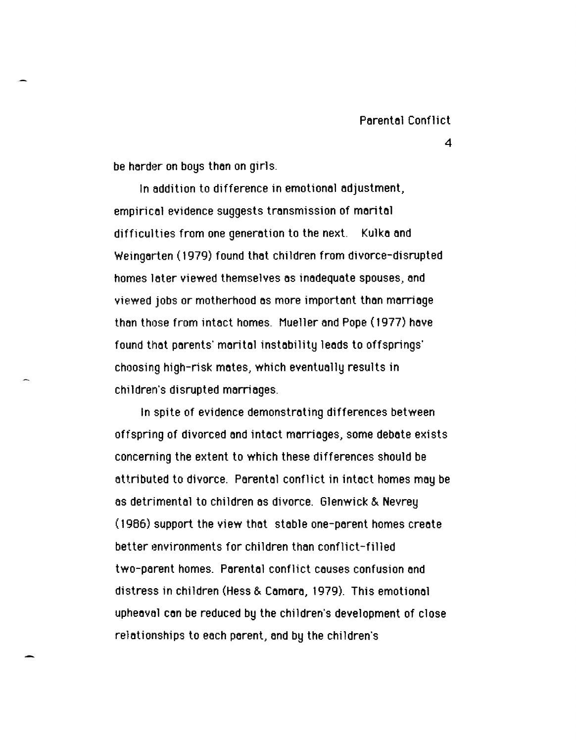be harder on boys than on girls.

In addition to difference in emotional adjustment, empirical evidence suggests transmission of marital difficulties from one generation to the next. Kulka and Weingarten (1979) found that children from divorce-disrupted homes later viewed themselves as inadequate spouses, and viewed jobs or motherhood as more important than marriage than those from intact homes. Mueller and Pope (1977) have found that parents' marital instability leads to offsprings' choosing high-risk mates, which eventually results in children's disrupted marriages.

In spite of evidence demonstrating differences between offspring of divorced and intact marriages, some debate exists concerning the extent to which these differences should be attributed to divorce. Parental conflict in intact homes may be as detrimental to children as divorce. Glenwick & Nevrey (1986) support the view that stable one-parent homes create better environments for children than conflict-filled two-parent homes. Parental conflict causes confusion and distress in children (Hess & Camara, 1979). This emotional upheaval can be reduced by the children's development of close relationships to each parent, and by the children's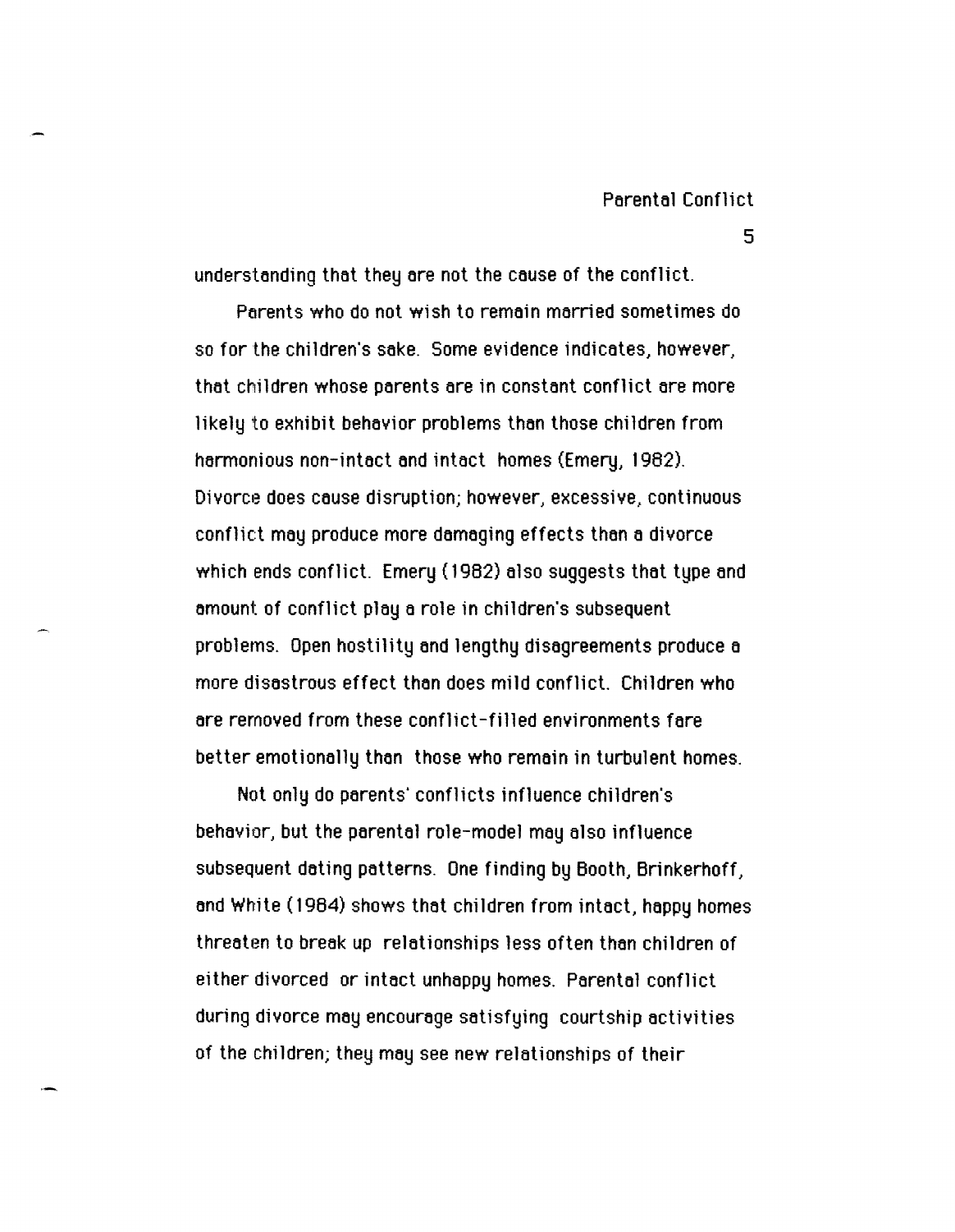understanding that they are not the cause of the conflict.

Parents who do not wish to remain married sometimes do so for the children's sake. Some evidence indicates, however, that children whose parents are in constant conflict are more likely to exhibit behavior problems than those children from harmonious non-intact and intact homes (Emery, 1982). Divorce does cause disruption; however, excessive, continuous conflict may produce more damaging effects than a divorce which ends conflict. Emery (1982) also suggests that type and amount of conflict play a role in children's subsequent problems. Open hostility and lengthy disagreements produce a more disastrous effect than does mild conflict. Children who are removed from these conflict-filled environments fare better emotionally than those who remain in turbulent homes.

Not only do parents' conflicts influence children's behavior, but the parental role-model may also influence subsequent dating patterns. One finding by Booth, Brinkerhoff, and White (1984) shows that children from intact, happy homes threaten to break up relationships less often than children of either divorced or intact unhappy homes. Parental conflict during divorce may encourage satisfying courtship activities of the children; they may see new relationships of their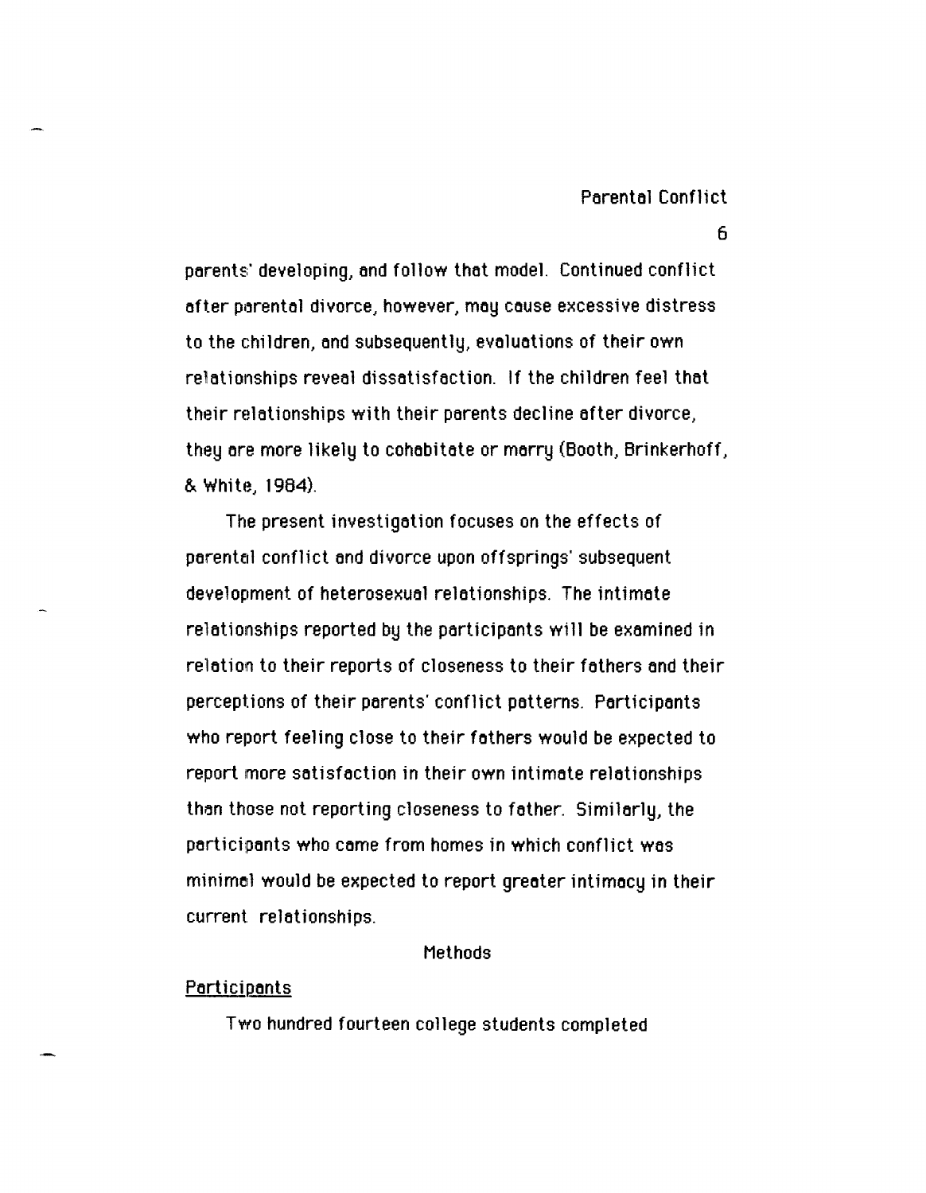parents' developing, and follow that model. Continued conflict after parental divorce, however, may cause excessive distress to the children, and subsequently, evaluations of their own relationships reveal dissatisfaction. If the children feel that their relationships with their parents decline after divorce, they are more likely to cohabitate or marry (Booth, Brinkerhoff, & White, 1984).

The present investigation focuses on the effects of parental conflict and divorce upon offsprings' subsequent development of heterosexual relationships. The intimate relationships reported by the participants will be examined in relation to their reports of closeness to their fathers and their perceptions of their parents' conflict patterns. Participants who report feeling close to their fathers would be expected to report more satisfaction in their own intimate relationships than those not reporting closeness to father. Similarly, the participants who came from homes in which conflict was minimal would be expected to report greater intimacy in their current relationships.

## Methods

### Participants

Two hundred fourteen college students completed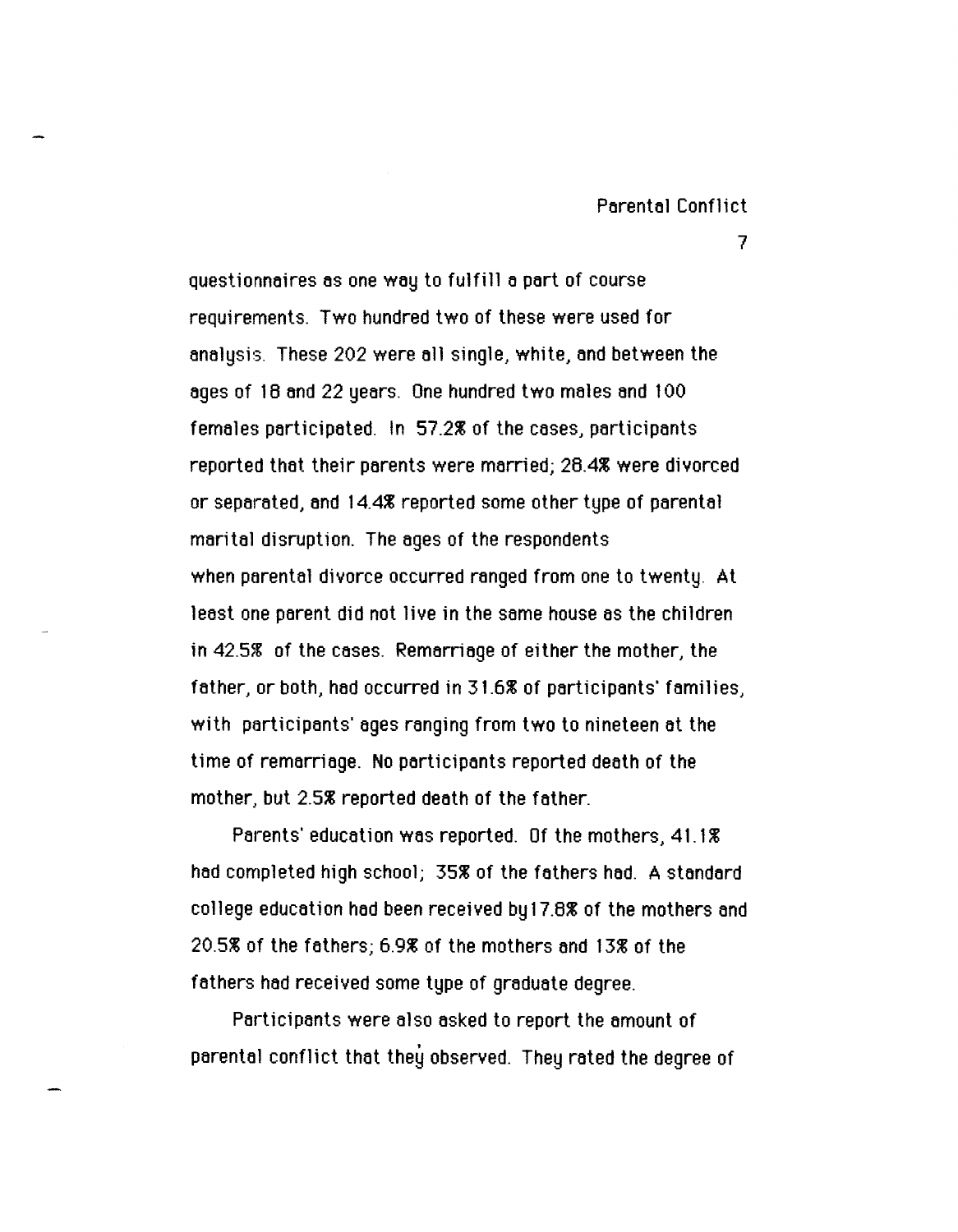questionnaires as one way to fulfill a part of course requirements. Two hundred two of these were used for analysis. These 202 were all single, white, and between the ages of 18 and 22 years. One hundred two males and 100 females participated. In 57.2% of the cases, participants reported that their parents were married; 28.4% were divorced or separated, and 14.4% reported some other type of parental marital disruption. The ages of the respondents when parental divorce occurred ranged from one to twenty. At least one parent did not live in the same house as the children in 42.5% of the cases. Remarriage of either the mother, the father, or both, had occurred in 31.6% of participants' families, with participants' ages ranging from two to nineteen at the time of remarriage. No participants reported death of the mother, but 2.5% reported death of the father.

Parents' education was reported. Of the mothers, 41.1% had completed high school; 35% of the fathers had. A standard college education had been received by17.8% of the mothers and 20.5% of the fathers; 6.9% of the mothers and 13% of the fathers had received some type of graduate degree.

Participants were also asked to report the amount of parental conflict that they observed. They rated the degree of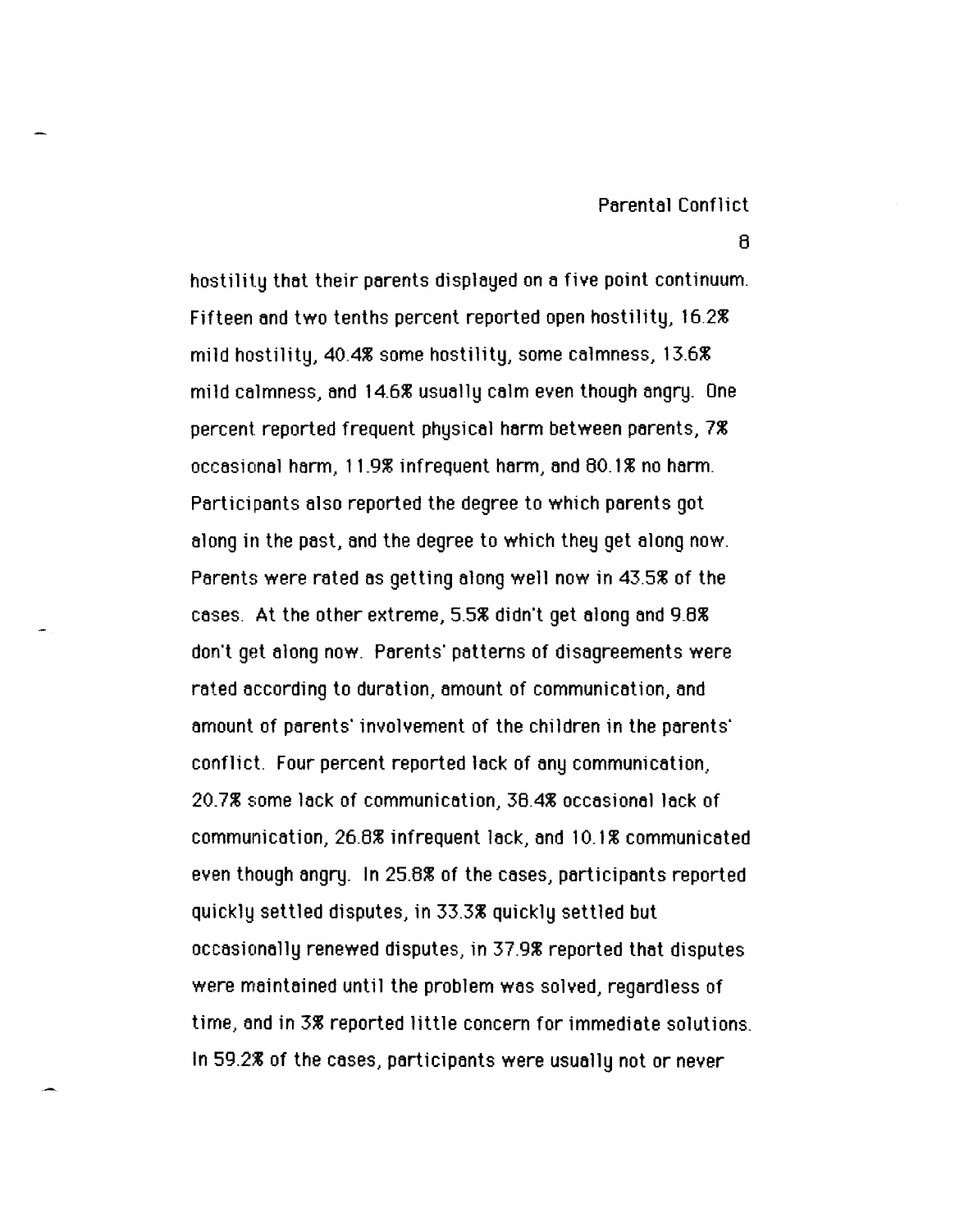hostility that their parents displayed on a five point continuum. Fifteen and two tenths percent reported open hostility, 16.2% mild hostility, 40.4% some hostility, some calmness, 13.6% mild calmness, and 14.6% usually calm even though angry. One percent reported frequent physical harm between parents, 7% occasional harm, 11.9% infrequent harm, and 80.1% no harm. Participants also reported the degree to which parents got along in the past, and the degree to which they get along now. Parents were rated as getting along well now in 43.5% of the cases. At the other extreme, 5.5% didn't get along and 9.8% don't get along now. Parents' patterns of disagreements were rated according to duration, amount of communication, and amount of parents' involvement of the children in the parents' conflict. Four percent reported lack of any communication, 20.7% some lack of communication, 38.4% occasional lack of communication, 26.8% infrequent lack, and 10.1% communicated even though angry. In 25.8% of the cases, participants reported quickly settled disputes, in 33.3% quickly settled but occasionally renewed disputes, in 37.9% reported that disputes were maintained until the problem was solved, regardless of time, and in 3% reported little concern for immediate solutions. In 59.2% of the cases, participants were usually not or never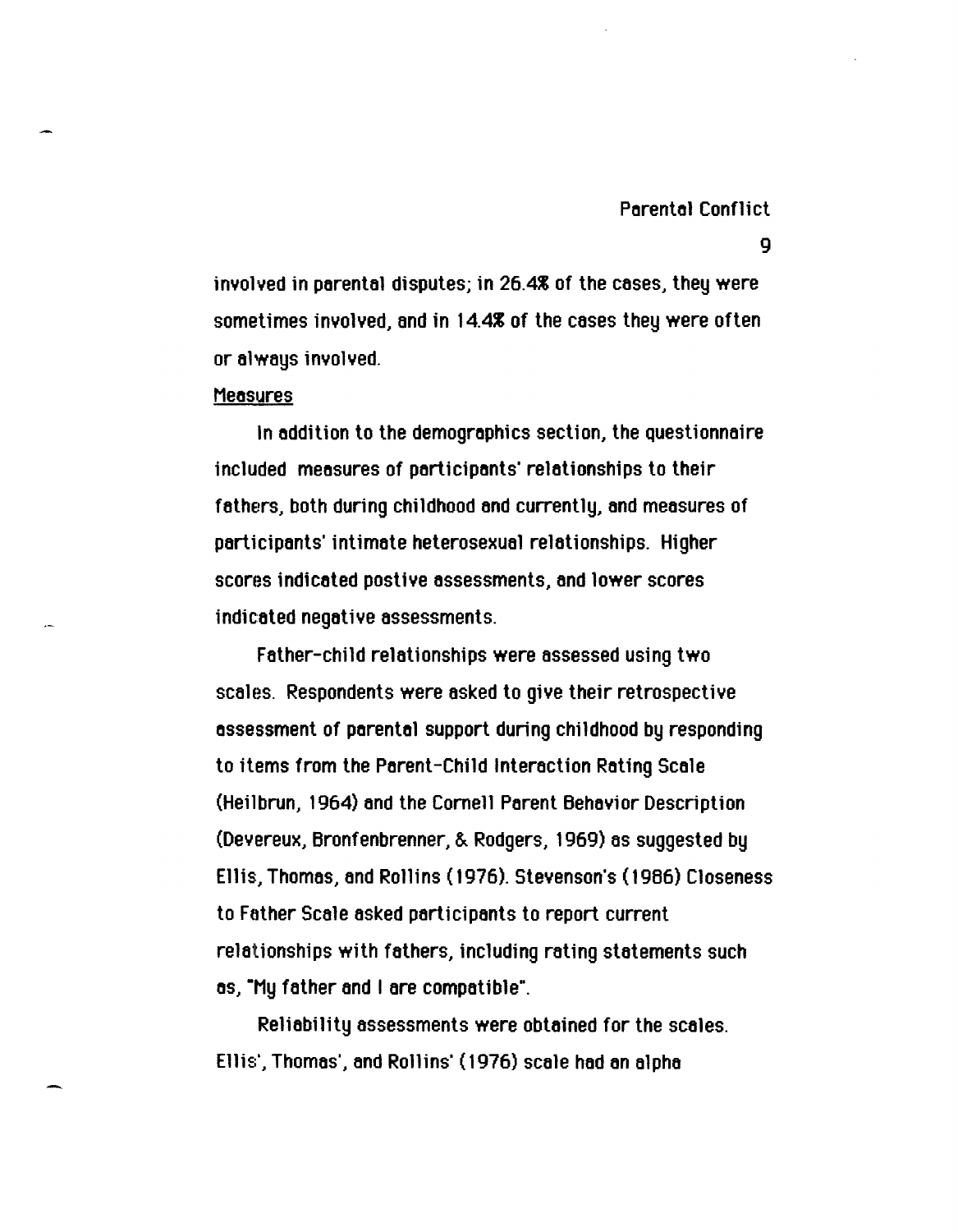involved in parental disputes; in 26.4% of the cases, they were sometimes involved, and in 14.4% of the cases they were often or always involved.

## Measures

In addition to the demographics section, the questionnaire included measures of participants' relationships to their fathers, both during childhood and currently, and measures of participants' intimate heterosexual relationships. Higher scores indicated postive assessments, and lower scores indicated negative assessments.

Father-child relationships were assessed using two scales. Respondents were asked to give their retrospective assessment of parental support during childhood by responding to items from the Parent-Child Interaction Rating Scale (Heilbrun, 1964) and the Cornell Parent Behavior Description (Devereux, Bronfenbrenner, & Rodgers, 1969) as suggested by Ellis, Thomas, and Rollins (1976). Stevenson's (1986) Closeness to Father Scale asked participants to report current relationships with fathers, including rating statements such as, "My father and I are compatible".

Reliability assessments were obtained for the scales. Ellis', Thomas', and Rollins' (1976) scale had an alpha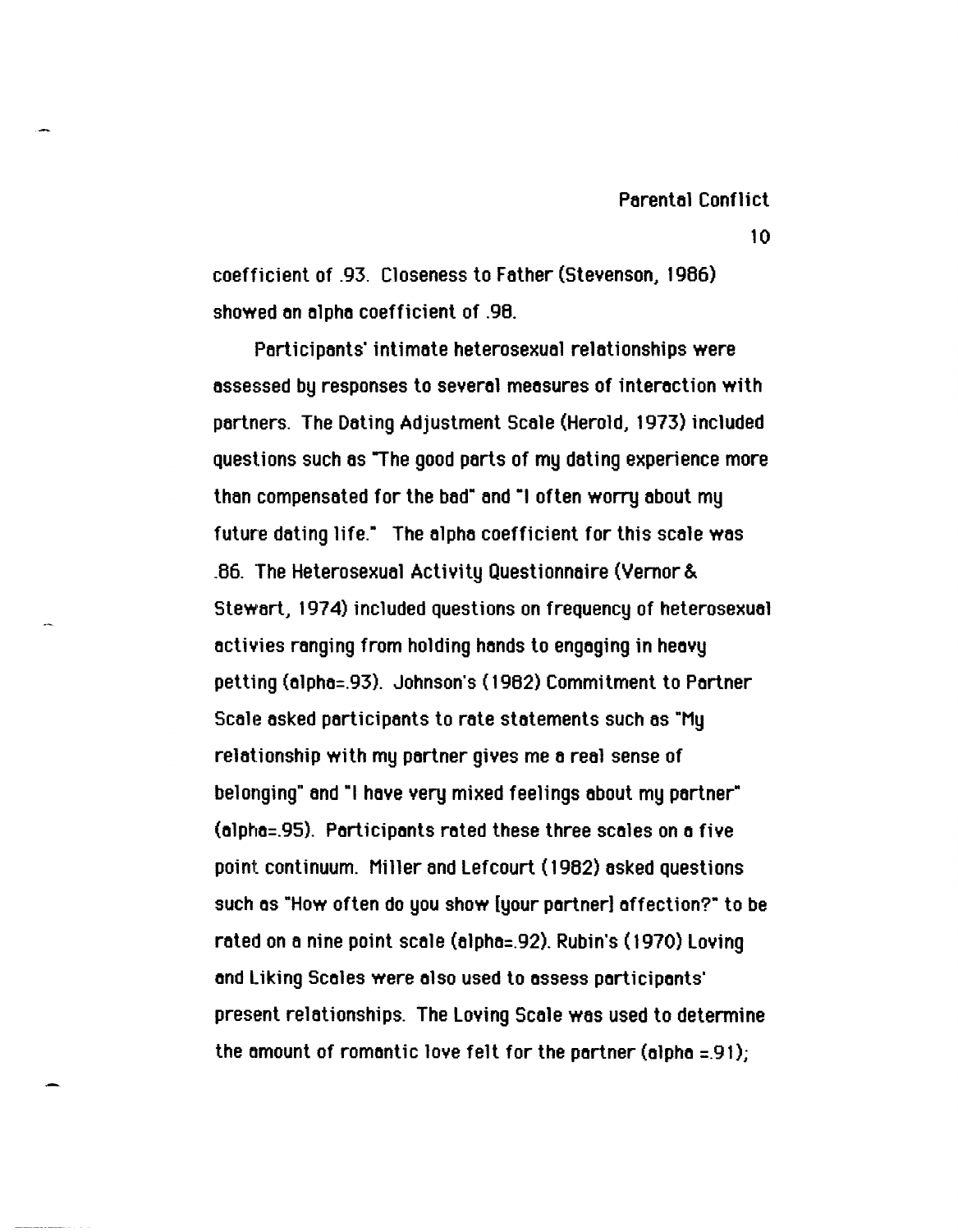coefficient of .93. Closeness to Father (Stevenson, 1986) showed an alpha coefficient of .98.

Participants' intimate heterosexual relationships were assessed by responses to several measures of interaction with partners. The Dating Adjustment Scale (Herold, 1973) included questions such as "The good parts of my dating experience more than compensated for the bad" and "I often worry about my future dating life." The alpha coefficient for this scale was .86. The Heterosexual Activity Questionnaire (Vernor & Stewart, 1974) included questions on frequency of heterosexual activies ranging from holding hands to engaging in heavy petting (alpha=.93). Johnson's (1982) Commitment to Partner Scale asked participants to rate statements such as "My relationship with my partner gives me a real sense of belonging" and "I have very mixed feelings about my partner" (alpha=.95). Participants rated these three scales on a five point continuum. Miller and Lefcourt (1982) asked questions such as "How often do you show [your partner] affection?" to be rated on a nine point scale (alpha=.92). Rubin's (1970) Loving and Liking Scales were also used to assess participants' present relationships. The Loving Scale was used to determine the amount of romantic love felt for the partner (alpha =.91);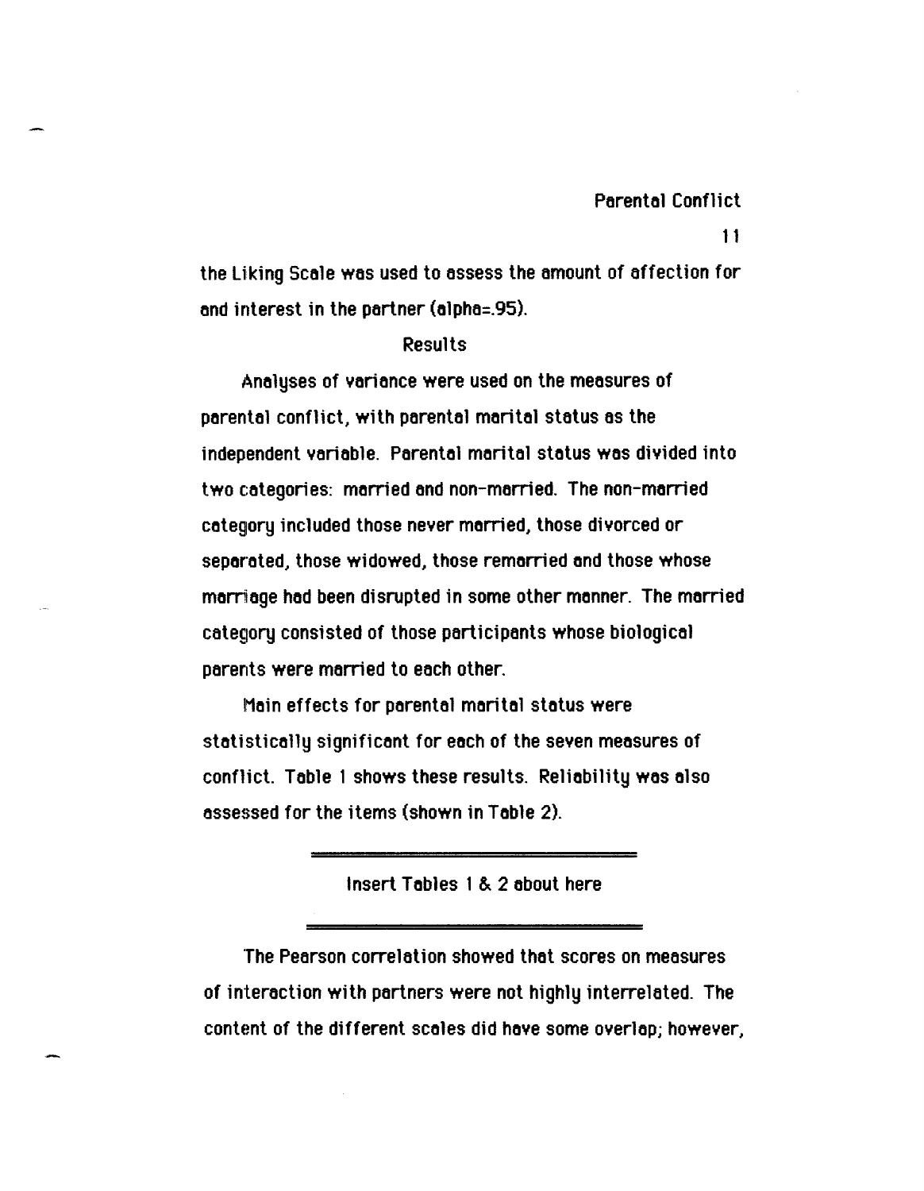the Liking Scale was used to assess the amount of affection for and interest in the partner (alpha=.95).

## Results

Analyses of variance were used on the measures of parental conflict, with parental marital status as the independent variable. Parental marital status was divided into two categories: married and non-married. The non-married category included those never married, those divorced or separated, those widowed, those remarried and those whose marriage had been disrupted in some other manner. The married category consisted of those participants whose biological parents were married to each other.

Main effects for parental marital status were statistically significant for each of the seven measures of conflict. Table 1 shows these results. Reliability was also assessed for the items (shown in Table 2).

Insert Tables 1 & 2 about here

The Pearson correlation showed that scores on measures of interaction with partners were not highly interrelated. The content of the different scales did have some overlap; however,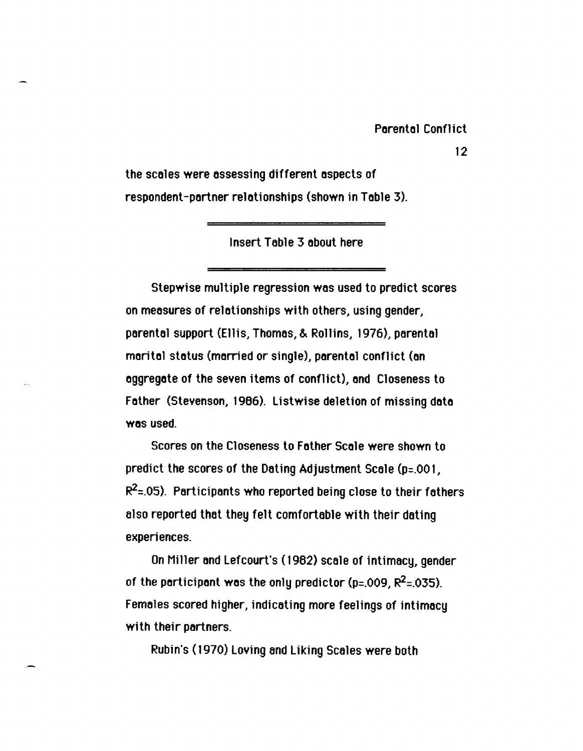the scales were assessing different aspects of respondent-partner relationships (shown in Table 3).

Insert Table 3 about here

Stepwise multiple regression was used to predict scores on measures of relationships with others, using gender, parental support (Ellis, Thomas, & Rollins, 1976), parental marital status (married or single), parental conflict (an aggregate of the seven items of conflict), and Closeness to Father (Stevenson, 1986). Listwise deletion of missing data was used.

Scores on the Closeness to Father Scale were shown to predict the scores of the Dating Adjustment Scale ($p$=.001, $R^2$=.05). Participants who reported being close to their fathers also reported that they felt comfortable with their dating experiences.

On Miller and Lefcourt's (1982) scale of intimacy, gender of the participant was the only predictor ($p$=.009, $R^2$=.035). Females scored higher, indicating more feelings of intimacy with their partners.

Rubin's (1970) Loving and Liking Scales were both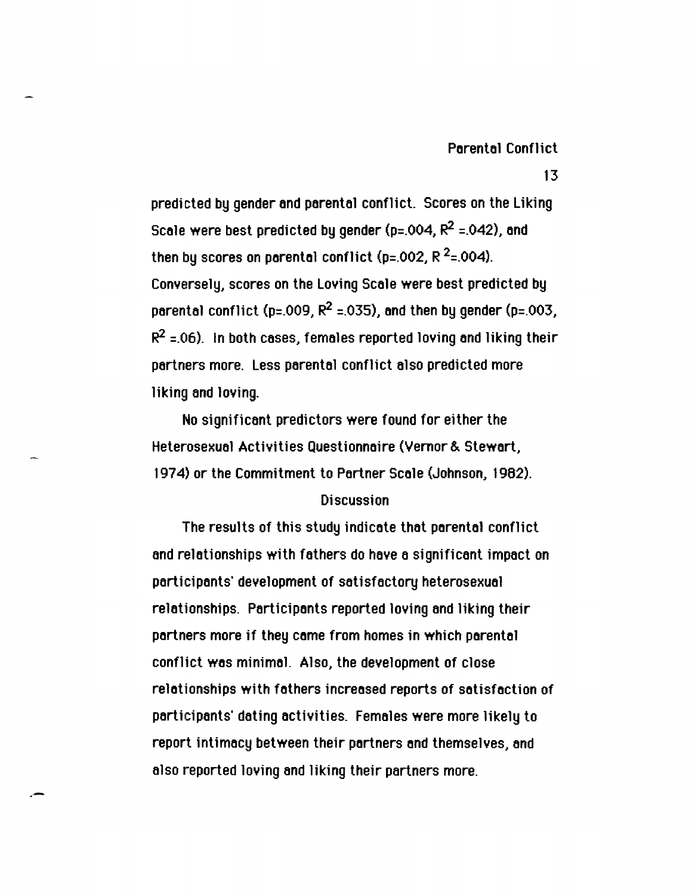predicted by gender and parental conflict. Scores on the Liking Scale were best predicted by gender ($p=.004$, $R^2=.042$), and then by scores on parental conflict ($p=.002$, $R^2=.004$). Conversely, scores on the Loving Scale were best predicted by parental conflict ($p=.009$, $R^2=.035$), and then by gender ($p=.003$, $R^2=.06$). In both cases, females reported loving and liking their partners more. Less parental conflict also predicted more liking and loving.

No significant predictors were found for either the Heterosexual Activities Questionnaire (Vernor & Stewart, 1974) or the Commitment to Partner Scale (Johnson, 1982).

## Discussion

The results of this study indicate that parental conflict and relationships with fathers do have a significant impact on participants' development of satisfactory heterosexual relationships. Participants reported loving and liking their partners more if they came from homes in which parental conflict was minimal. Also, the development of close relationships with fathers increased reports of satisfaction of participants' dating activities. Females were more likely to report intimacy between their partners and themselves, and also reported loving and liking their partners more.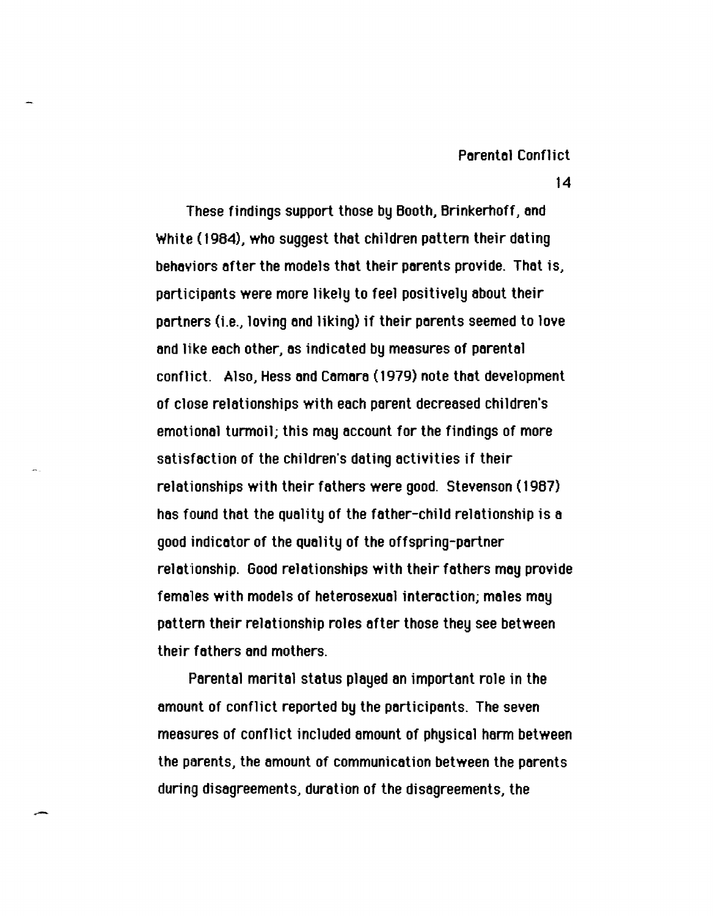These findings support those by Booth, Brinkerhoff, and White (1984), who suggest that children pattern their dating behaviors after the models that their parents provide. That is, participants were more likely to feel positively about their partners (i.e., loving and liking) if their parents seemed to love and like each other, as indicated by measures of parental conflict. Also, Hess and Camara (1979) note that development of close relationships with each parent decreased children's emotional turmoil; this may account for the findings of more satisfaction of the children's dating activities if their relationships with their fathers were good. Stevenson (1987) has found that the quality of the father-child relationship is a good indicator of the quality of the offspring-partner relationship. Good relationships with their fathers may provide females with models of heterosexual interaction; males may pattern their relationship roles after those they see between their fathers and mothers.

Parental marital status played an important role in the amount of conflict reported by the participants. The seven measures of conflict included amount of physical harm between the parents, the amount of communication between the parents during disagreements, duration of the disagreements, the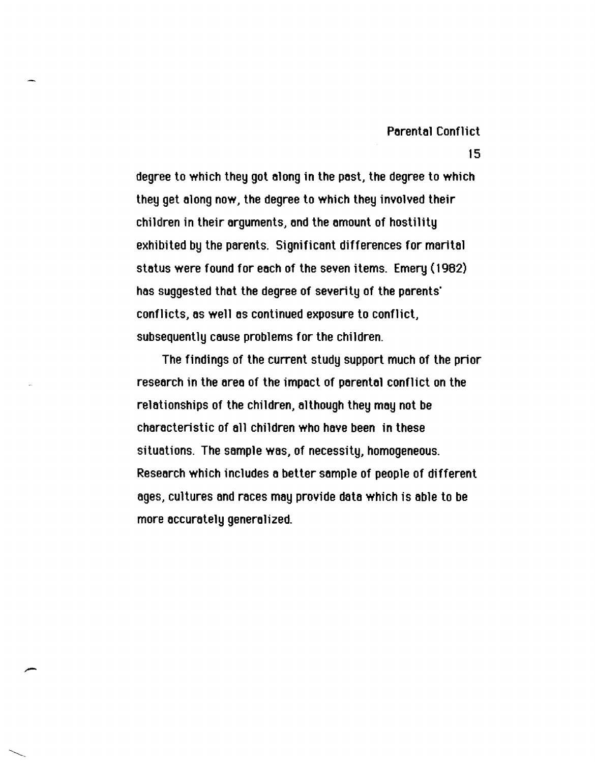degree to which they got along in the past, the degree to which they get along now, the degree to which they involved their children in their arguments, and the amount of hostility exhibited by the parents. Significant differences for marital status were found for each of the seven items. Emery (1982) has suggested that the degree of severity of the parents' conflicts, as well as continued exposure to conflict, subsequently cause problems for the children.

The findings of the current study support much of the prior research in the area of the impact of parental conflict on the relationships of the children, although they may not be characteristic of all children who have been in these situations. The sample was, of necessity, homogeneous. Research which includes a better sample of people of different ages, cultures and races may provide data which is able to be more accurately generalized.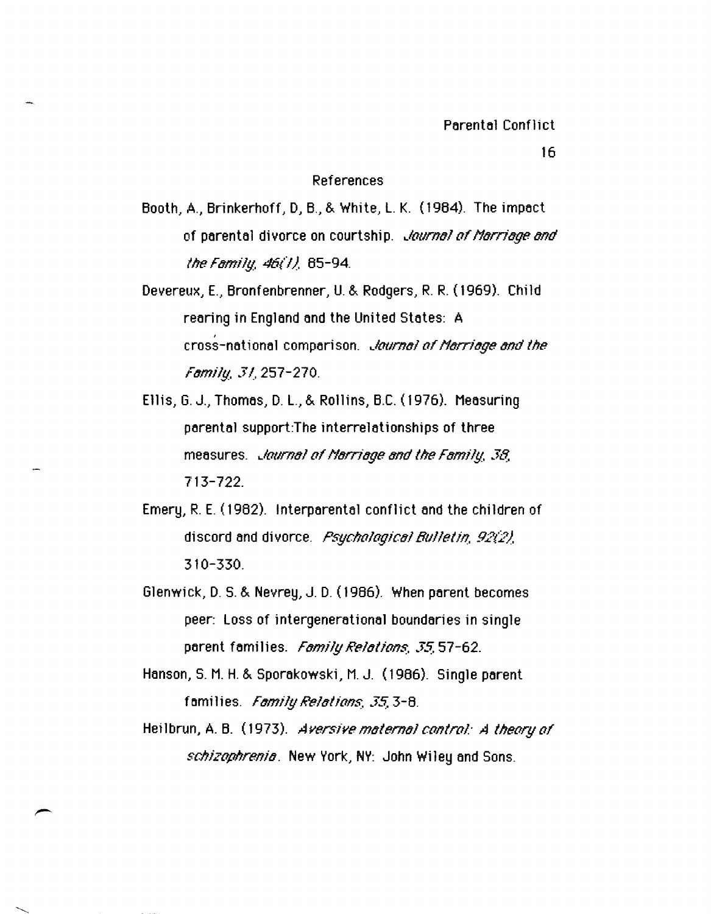## References

Booth, A., Brinkerhoff, D, B., & White, L. K. (1984). The impact of parental divorce on courtship. *Journal of Marriage and the Family, 46(1)*, 85-94.

Devereux, E., Bronfenbrenner, U. & Rodgers, R. R. (1969). Child rearing in England and the United States: A cross-national comparison. *Journal of Marriage and the Family, 31*, 257-270.

Ellis, G. J., Thomas, D. L., & Rollins, B.C. (1976). Measuring parental support:The interrelationships of three measures. *Journal of Marriage and the Family, 38*, 713-722.

Emery, R. E. (1982). Interparental conflict and the children of discord and divorce. *Psychological Bulletin, 92(2)*, 310-330.

Glenwick, D. S. & Nevrey, J. D. (1986). When parent becomes peer: Loss of intergenerational boundaries in single parent families. *Family Relations, 35*, 57-62.

Hanson, S. M. H. & Sporakowski, M. J. (1986). Single parent families. *Family Relations, 35*, 3-8.

Heilbrun, A. B. (1973). *Aversive maternal control: A theory of schizophrenia*. New York, NY: John Wiley and Sons.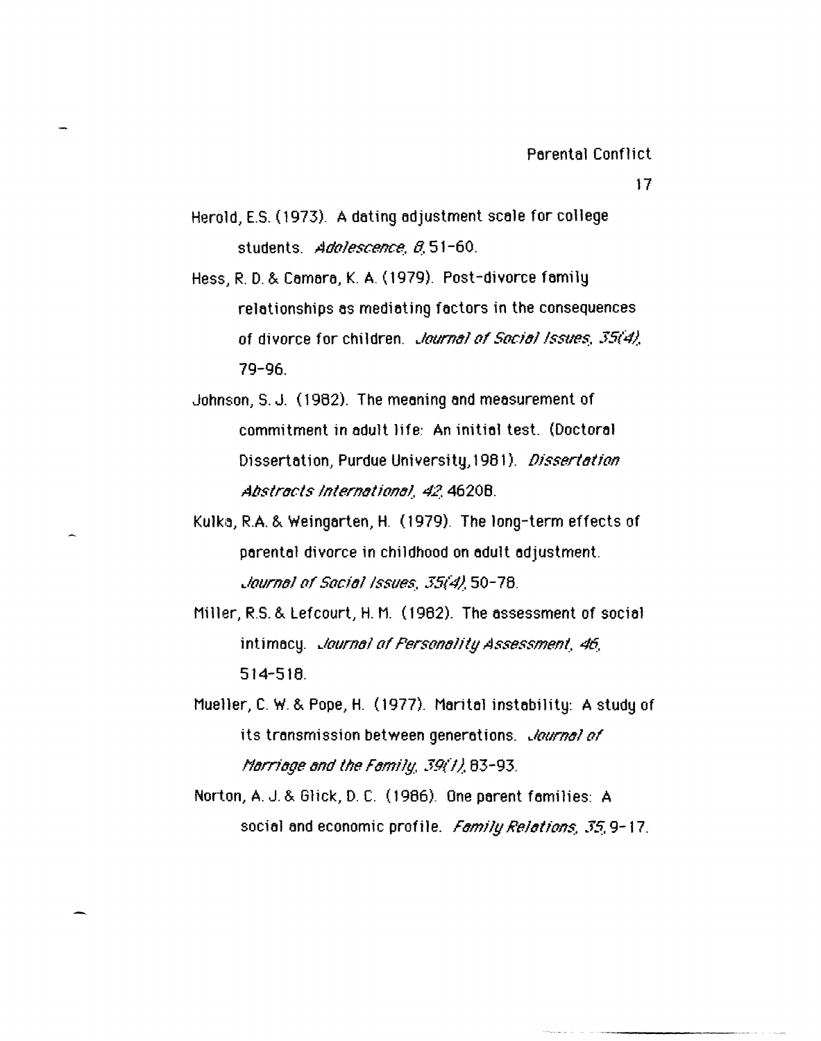Herold, E.S. (1973). A dating adjustment scale for college students. *Adolescence, 8*, 51-60.

Hess, R. D. & Camara, K. A. (1979). Post-divorce family relationships as mediating factors in the consequences of divorce for children. *Journal of Social Issues, 35(4)*, 79-96.

Johnson, S. J. (1982). The meaning and measurement of commitment in adult life: An initial test. (Doctoral Dissertation, Purdue University, 1981). *Dissertation Abstracts International, 42*, 4620B.

Kulka, R.A. & Weingarten, H. (1979). The long-term effects of parental divorce in childhood on adult adjustment. *Journal of Social Issues, 35(4)*, 50-78.

Miller, R.S. & Lefcourt, H. M. (1982). The assessment of social intimacy. *Journal of Personality Assessment, 46*, 514-518.

Mueller, C. W. & Pope, H. (1977). Marital instability: A study of its transmission between generations. *Journal of Marriage and the Family, 39(1)*, 83-93.

Norton, A. J. & Glick, D. C. (1986). One parent families: A social and economic profile. *Family Relations, 35*, 9-17.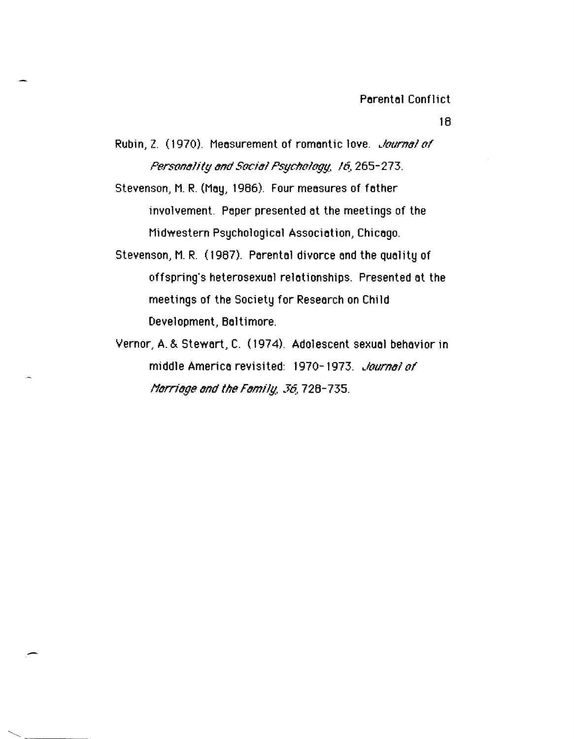Rubin, Z. (1970). Measurement of romantic love. *Journal of Personality and Social Psychology, 16*, 265-273.

Stevenson, M. R. (May, 1986). Four measures of father involvement. Paper presented at the meetings of the Midwestern Psychological Association, Chicago.

Stevenson, M. R. (1987). Parental divorce and the quality of offspring's heterosexual relationships. Presented at the meetings of the Society for Research on Child Development, Baltimore.

Vernor, A. & Stewart, C. (1974). Adolescent sexual behavior in middle America revisited: 1970-1973. *Journal of Marriage and the Family, 36*, 728-735.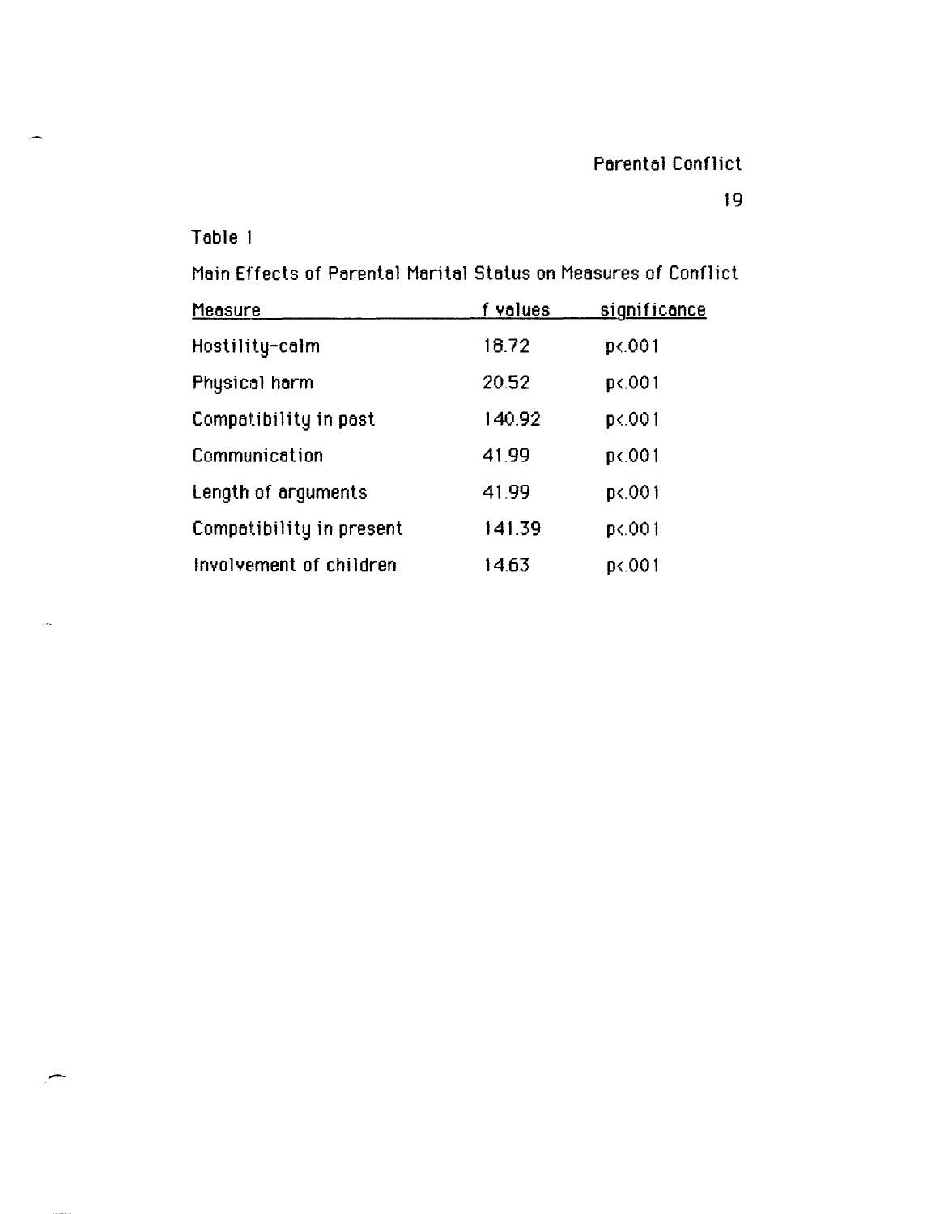Table 1

Main Effects of Parental Marital Status on Measures of Conflict

| Measure | f values | significance |
|---|---|---|
| Hostility-calm | 18.72 | p<.001 |
| Physical harm | 20.52 | p<.001 |
| Compatibility in past | 140.92 | p<.001 |
| Communication | 41.99 | p<.001 |
| Length of arguments | 41.99 | p<.001 |
| Compatibility in present | 141.39 | p<.001 |
| Involvement of children | 14.63 | p<.001 |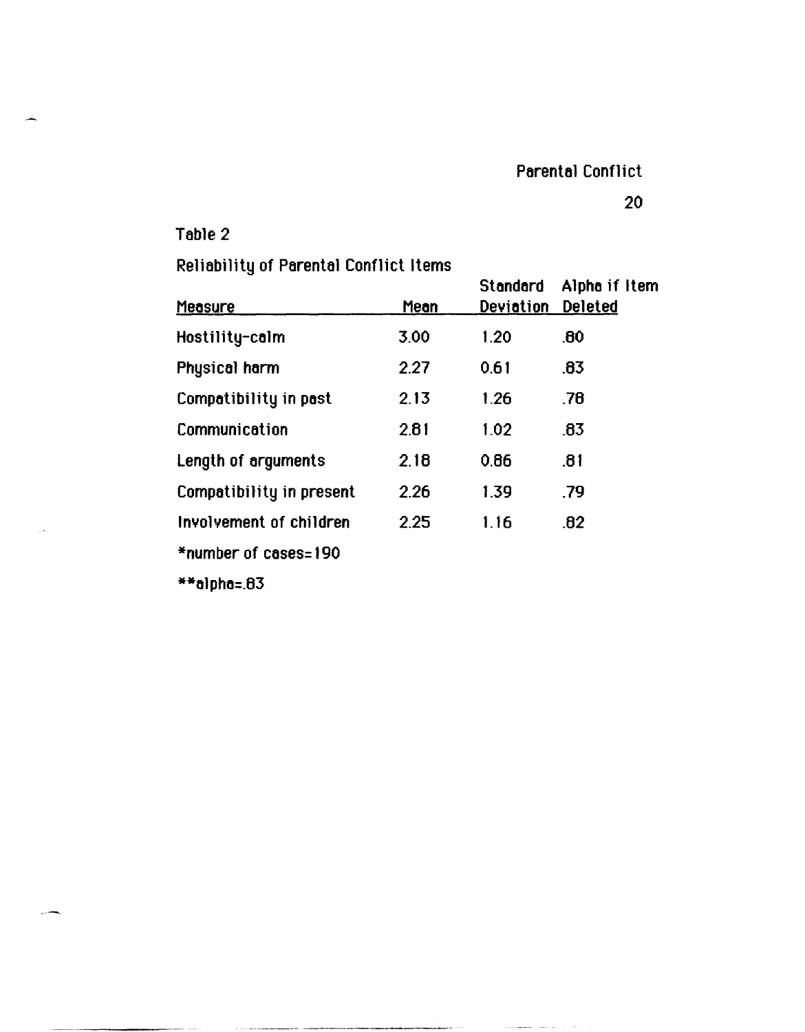Table 2

Reliability of Parental Conflict Items

| Measure | Mean | Standard Deviation | Alpha if Item Deleted |
|---|---|---|---|
| Hostility-calm | 3.00 | 1.20 | .80 |
| Physical harm | 2.27 | 0.61 | .83 |
| Compatibility in past | 2.13 | 1.26 | .78 |
| Communication | 2.81 | 1.02 | .83 |
| Length of arguments | 2.18 | 0.86 | .81 |
| Compatibility in present | 2.26 | 1.39 | .79 |
| Involvement of children | 2.25 | 1.16 | .82 |

*number of cases=190

**alpha=.83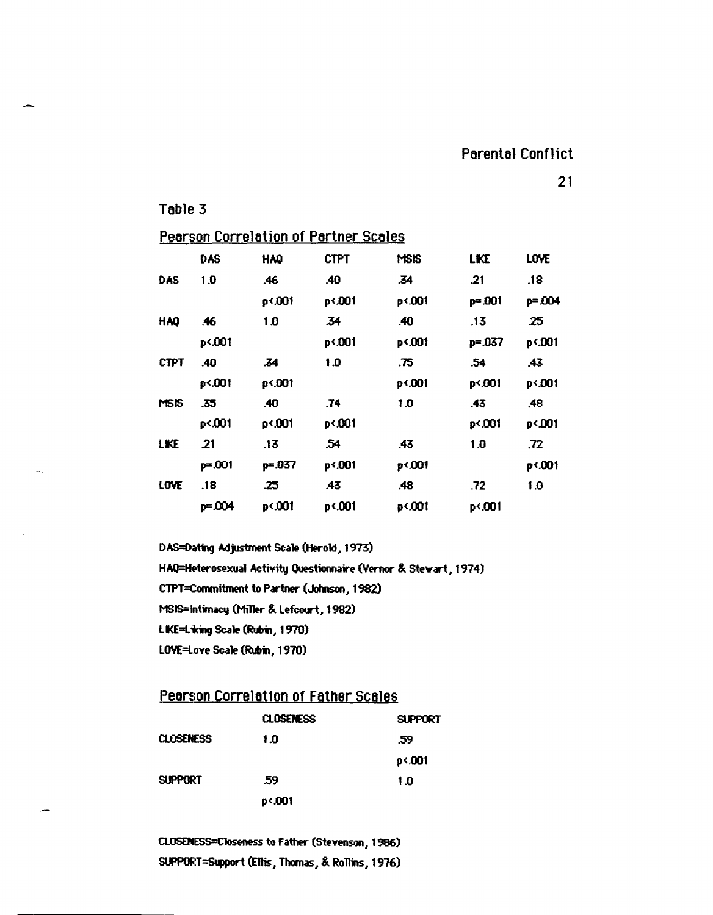Table 3

Pearson Correlation of Partner Scales

| | DAS | HAQ | CTPT | MSIS | LIKE | LOVE |
|---|---|---|---|---|---|---|
| DAS | 1.0 | .46 | .40 | .34 | .21 | .18 |
| | | p<.001 | p<.001 | p<.001 | p=.001 | p=.004 |
| HAQ | .46 | 1.0 | .34 | .40 | .13 | .25 |
| | p<.001 | | p<.001 | p<.001 | p=.037 | p<.001 |
| CTPT | .40 | .34 | 1.0 | .75 | .54 | .43 |
| | p<.001 | p<.001 | | p<.001 | p<.001 | p<.001 |
| MSIS | .35 | .40 | .74 | 1.0 | .43 | .48 |
| | p<.001 | p<.001 | p<.001 | | p<.001 | p<.001 |
| LIKE | .21 | .13 | .54 | .43 | 1.0 | .72 |
| | p=.001 | p=.037 | p<.001 | p<.001 | | p<.001 |
| LOVE | .18 | .25 | .43 | .48 | .72 | 1.0 |
| | p=.004 | p<.001 | p<.001 | p<.001 | p<.001 | |

DAS=Dating Adjustment Scale (Herold, 1973)

HAQ=Heterosexual Activity Questionnaire (Vernor & Stewart, 1974)

CTPT=Commitment to Partner (Johnson, 1982)

MSIS=Intimacy (Miller & Lefcourt, 1982)

LIKE=Liking Scale (Rubin, 1970)

LOVE=Love Scale (Rubin, 1970)

Pearson Correlation of Father Scales

| | CLOSENESS | SUPPORT |
|---|---|---|
| CLOSENESS | 1.0 | .59 |
| | | p<.001 |
| SUPPORT | .59 | 1.0 |
| | p<.001 | |

CLOSENESS=Closeness to Father (Stevenson, 1986)

SUPPORT=Support (Ellis, Thomas, & Rollins, 1976)